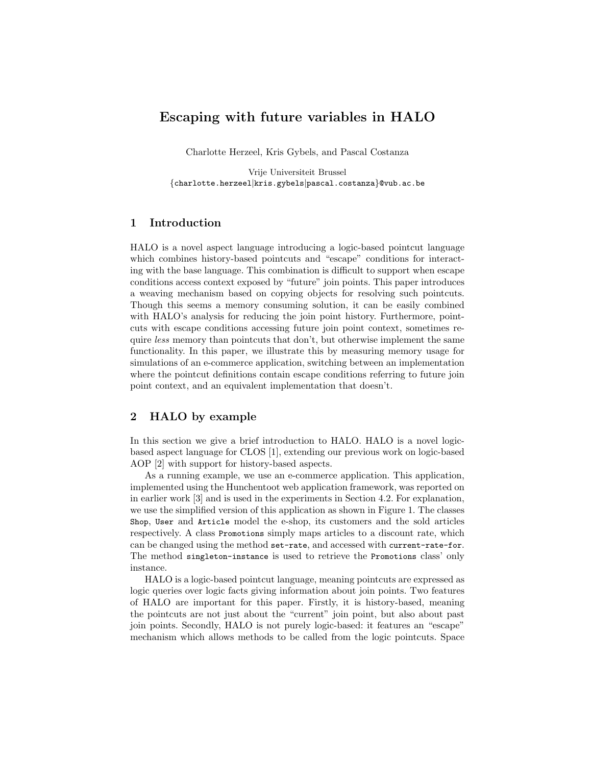# Escaping with future variables in HALO

Charlotte Herzeel, Kris Gybels, and Pascal Costanza

Vrije Universiteit Brussel
{charlotte.herzeel|kris.gybels|pascal.costanza}@vub.ac.be

## 1 Introduction

HALO is a novel aspect language introducing a logic-based pointcut language which combines history-based pointcuts and "escape" conditions for interacting with the base language. This combination is difficult to support when escape conditions access context exposed by "future" join points. This paper introduces a weaving mechanism based on copying objects for resolving such pointcuts. Though this seems a memory consuming solution, it can be easily combined with HALO's analysis for reducing the join point history. Furthermore, pointcuts with escape conditions accessing future join point context, sometimes require *less* memory than pointcuts that don't, but otherwise implement the same functionality. In this paper, we illustrate this by measuring memory usage for simulations of an e-commerce application, switching between an implementation where the pointcut definitions contain escape conditions referring to future join point context, and an equivalent implementation that doesn't.

## 2 HALO by example

In this section we give a brief introduction to HALO. HALO is a novel logic-based aspect language for CLOS [1], extending our previous work on logic-based AOP [2] with support for history-based aspects.

As a running example, we use an e-commerce application. This application, implemented using the Hunchentoot web application framework, was reported on in earlier work [3] and is used in the experiments in Section 4.2. For explanation, we use the simplified version of this application as shown in Figure 1. The classes `Shop`, `User` and `Article` model the e-shop, its customers and the sold articles respectively. A class `Promotions` simply maps articles to a discount rate, which can be changed using the method `set-rate`, and accessed with `current-rate-for`. The method `singleton-instance` is used to retrieve the `Promotions` class' only instance.

HALO is a logic-based pointcut language, meaning pointcuts are expressed as logic queries over logic facts giving information about join points. Two features of HALO are important for this paper. Firstly, it is history-based, meaning the pointcuts are not just about the "current" join point, but also about past join points. Secondly, HALO is not purely logic-based: it features an "escape" mechanism which allows methods to be called from the logic pointcuts. Space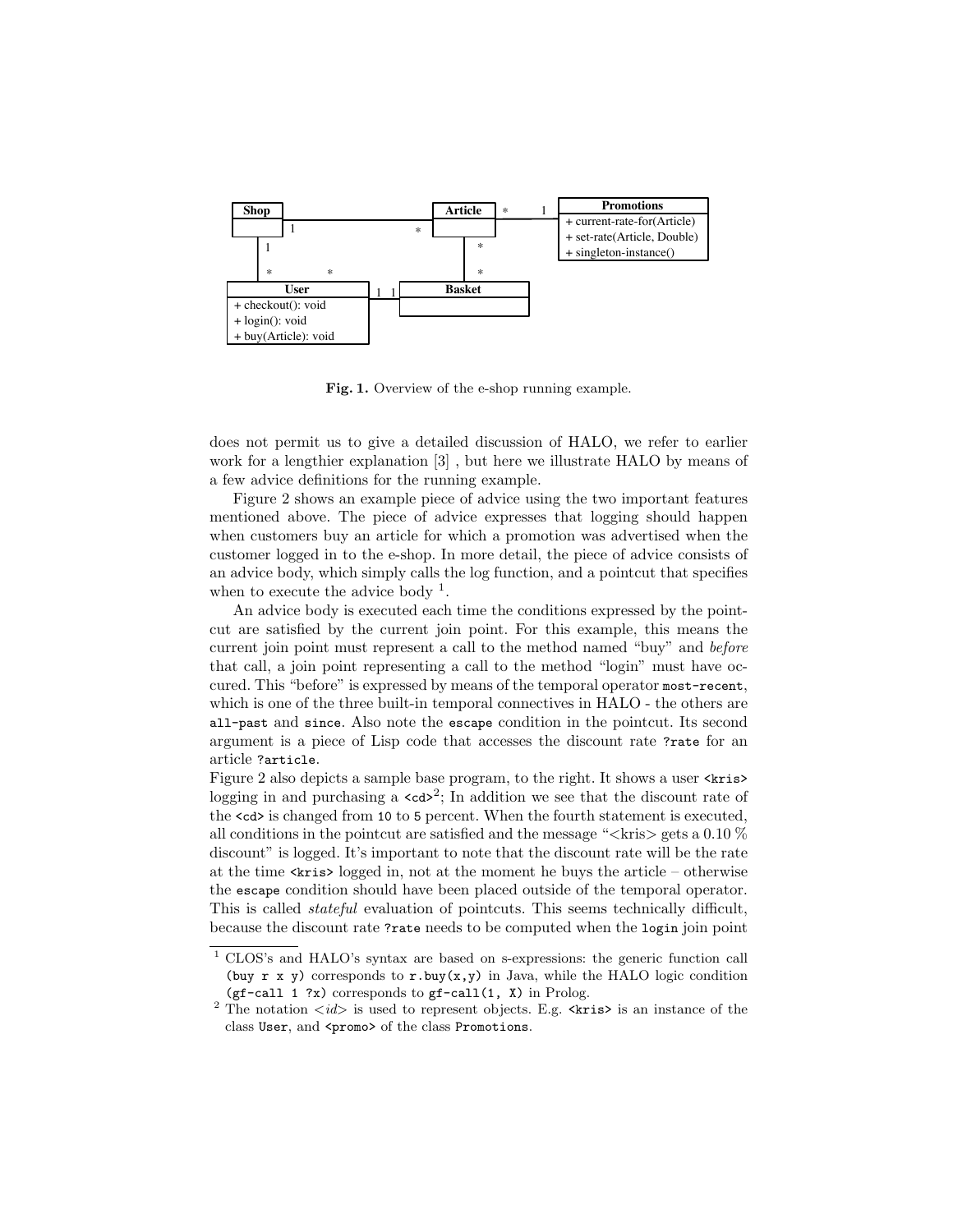Fig. 1. Overview of the e-shop running example.

does not permit us to give a detailed discussion of HALO, we refer to earlier work for a lengthier explanation [3] , but here we illustrate HALO by means of a few advice definitions for the running example.

Figure 2 shows an example piece of advice using the two important features mentioned above. The piece of advice expresses that logging should happen when customers buy an article for which a promotion was advertised when the customer logged in to the e-shop. In more detail, the piece of advice consists of an advice body, which simply calls the log function, and a pointcut that specifies when to execute the advice body [1].

An advice body is executed each time the conditions expressed by the pointcut are satisfied by the current join point. For this example, this means the current join point must represent a call to the method named "buy" and *before* that call, a join point representing a call to the method "login" must have occured. This "before" is expressed by means of the temporal operator `most-recent`, which is one of the three built-in temporal connectives in HALO - the others are `all-past` and `since`. Also note the `escape` condition in the pointcut. Its second argument is a piece of Lisp code that accesses the discount rate `?rate` for an article `?article`.

Figure 2 also depicts a sample base program, to the right. It shows a user `<kris>` logging in and purchasing a `<cd>`[2]; In addition we see that the discount rate of the `<cd>` is changed from `10` to `5` percent. When the fourth statement is executed, all conditions in the pointcut are satisfied and the message "<kris> gets a 0.10 % discount" is logged. It's important to note that the discount rate will be the rate at the time `<kris>` logged in, not at the moment he buys the article – otherwise the `escape` condition should have been placed outside of the temporal operator. This is called *stateful* evaluation of pointcuts. This seems technically difficult, because the discount rate `?rate` needs to be computed when the `login` join point

---

[1] CLOS's and HALO's syntax are based on s-expressions: the generic function call `(buy r x y)` corresponds to `r.buy(x,y)` in Java, while the HALO logic condition `(gf-call 1 ?x)` corresponds to `gf-call(1, X)` in Prolog.

[2] The notation <*id*> is used to represent objects. E.g. `<kris>` is an instance of the class `User`, and `<promo>` of the class `Promotions`.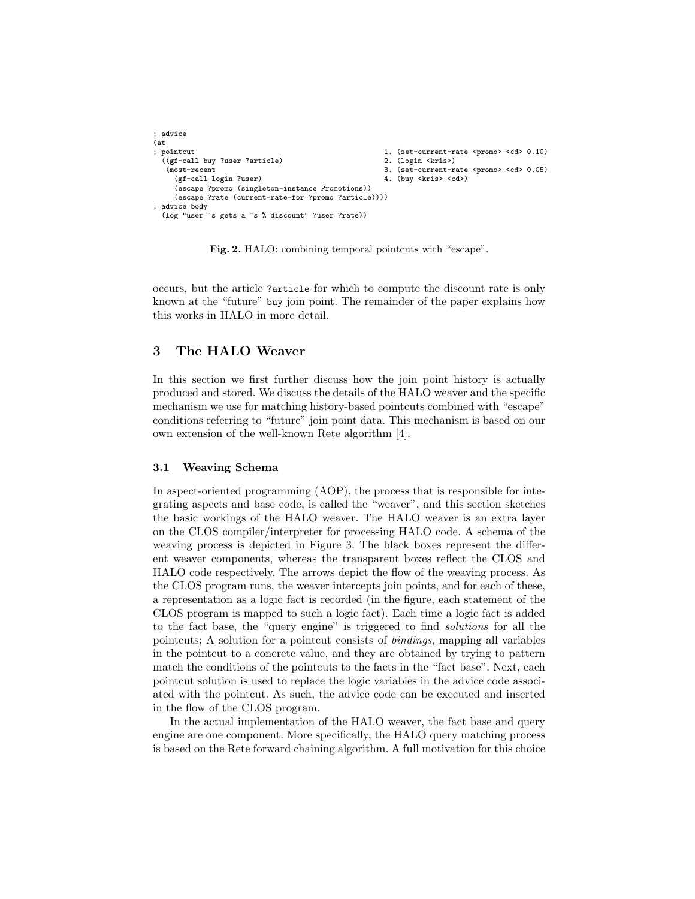```
; advice
(at
; pointcut
  ((gf-call buy ?user ?article)
   (most-recent
     (gf-call login ?user)
     (escape ?promo (singleton-instance Promotions))
     (escape ?rate (current-rate-for ?promo ?article))))
; advice body
  (log "user ~s gets a ~s % discount" ?user ?rate))
```

```
1. (set-current-rate <promo> <cd> 0.10)
2. (login <kris>)
3. (set-current-rate <promo> <cd> 0.05)
4. (buy <kris> <cd>)
```

**Fig. 2.** HALO: combining temporal pointcuts with "escape".

occurs, but the article `?article` for which to compute the discount rate is only known at the "future" `buy` join point. The remainder of the paper explains how this works in HALO in more detail.

## 3 The HALO Weaver

In this section we first further discuss how the join point history is actually produced and stored. We discuss the details of the HALO weaver and the specific mechanism we use for matching history-based pointcuts combined with "escape" conditions referring to "future" join point data. This mechanism is based on our own extension of the well-known Rete algorithm [4].

### 3.1 Weaving Schema

In aspect-oriented programming (AOP), the process that is responsible for integrating aspects and base code, is called the "weaver", and this section sketches the basic workings of the HALO weaver. The HALO weaver is an extra layer on the CLOS compiler/interpreter for processing HALO code. A schema of the weaving process is depicted in Figure 3. The black boxes represent the different weaver components, whereas the transparent boxes reflect the CLOS and HALO code respectively. The arrows depict the flow of the weaving process. As the CLOS program runs, the weaver intercepts join points, and for each of these, a representation as a logic fact is recorded (in the figure, each statement of the CLOS program is mapped to such a logic fact). Each time a logic fact is added to the fact base, the "query engine" is triggered to find *solutions* for all the pointcuts; A solution for a pointcut consists of *bindings*, mapping all variables in the pointcut to a concrete value, and they are obtained by trying to pattern match the conditions of the pointcuts to the facts in the "fact base". Next, each pointcut solution is used to replace the logic variables in the advice code associated with the pointcut. As such, the advice code can be executed and inserted in the flow of the CLOS program.

In the actual implementation of the HALO weaver, the fact base and query engine are one component. More specifically, the HALO query matching process is based on the Rete forward chaining algorithm. A full motivation for this choice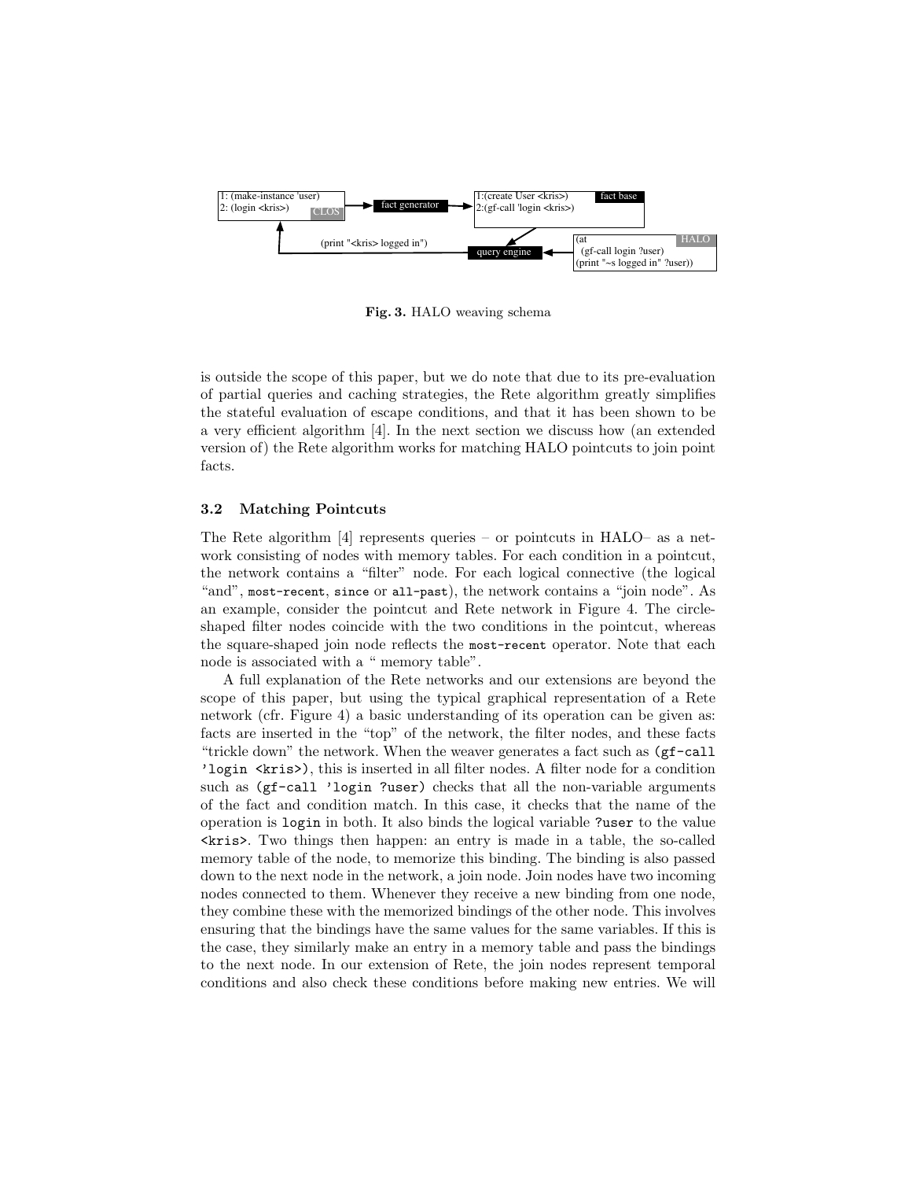1: (make-instance 'user)
2: (login <kris>)
CLOS

fact generator

1:(create User <kris>)
2:(gf-call 'login <kris>)
fact base

(print "<kris> logged in")

query engine

(at
(gf-call login ?user)
(print "~s logged in" ?user))
HALO

**Fig. 3.** HALO weaving schema

is outside the scope of this paper, but we do note that due to its pre-evaluation of partial queries and caching strategies, the Rete algorithm greatly simplifies the stateful evaluation of escape conditions, and that it has been shown to be a very efficient algorithm [4]. In the next section we discuss how (an extended version of) the Rete algorithm works for matching HALO pointcuts to join point facts.

### 3.2 Matching Pointcuts

The Rete algorithm [4] represents queries – or pointcuts in HALO– as a network consisting of nodes with memory tables. For each condition in a pointcut, the network contains a "filter" node. For each logical connective (the logical "and", `most-recent`, `since` or `all-past`), the network contains a "join node". As an example, consider the pointcut and Rete network in Figure 4. The circle-shaped filter nodes coincide with the two conditions in the pointcut, whereas the square-shaped join node reflects the `most-recent` operator. Note that each node is associated with a " memory table".

A full explanation of the Rete networks and our extensions are beyond the scope of this paper, but using the typical graphical representation of a Rete network (cfr. Figure 4) a basic understanding of its operation can be given as: facts are inserted in the "top" of the network, the filter nodes, and these facts "trickle down" the network. When the weaver generates a fact such as `(gf-call 'login <kris>)`, this is inserted in all filter nodes. A filter node for a condition such as `(gf-call 'login ?user)` checks that all the non-variable arguments of the fact and condition match. In this case, it checks that the name of the operation is `login` in both. It also binds the logical variable `?user` to the value `<kris>`. Two things then happen: an entry is made in a table, the so-called memory table of the node, to memorize this binding. The binding is also passed down to the next node in the network, a join node. Join nodes have two incoming nodes connected to them. Whenever they receive a new binding from one node, they combine these with the memorized bindings of the other node. This involves ensuring that the bindings have the same values for the same variables. If this is the case, they similarly make an entry in a memory table and pass the bindings to the next node. In our extension of Rete, the join nodes represent temporal conditions and also check these conditions before making new entries. We will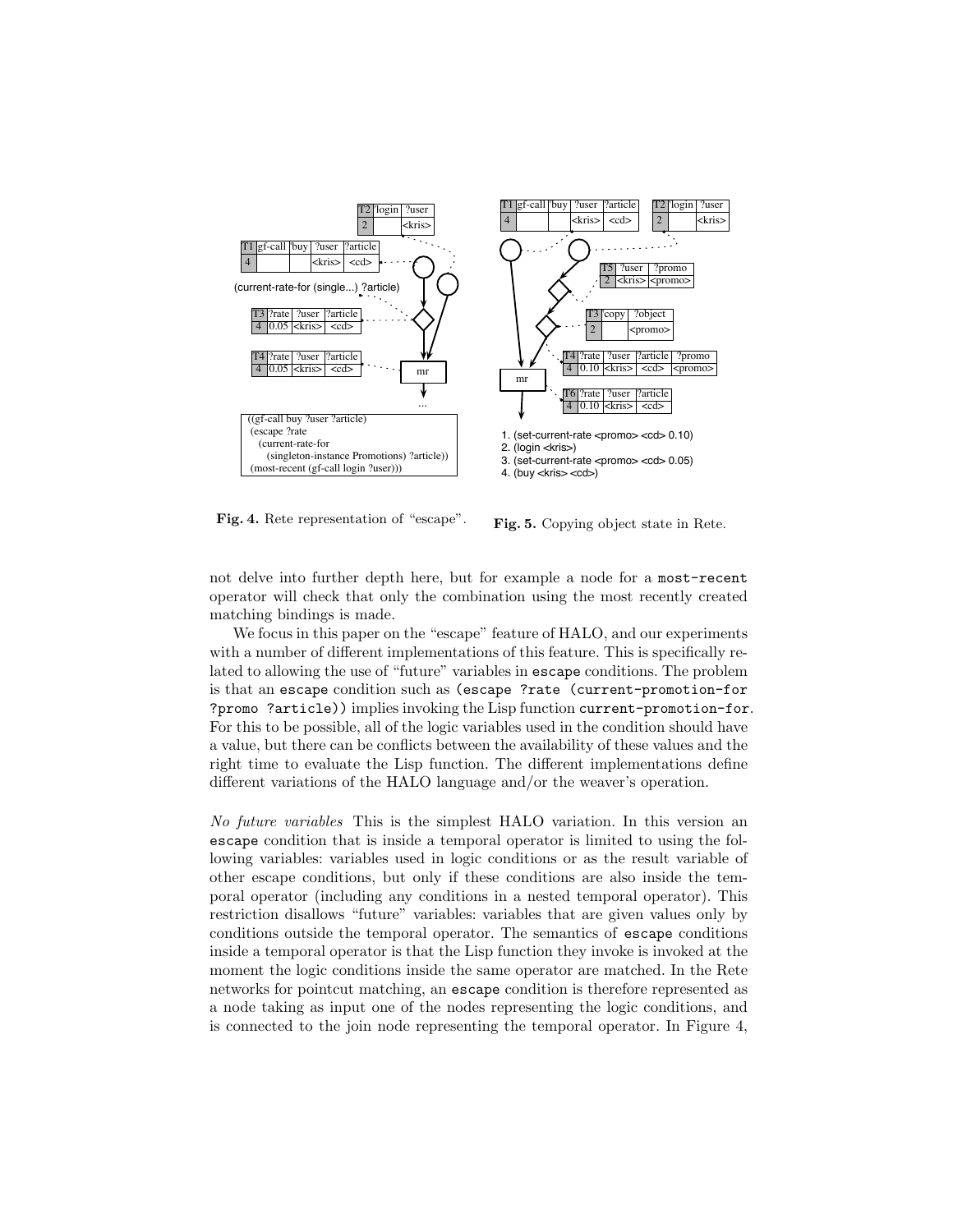Fig. 4. Rete representation of "escape".

Fig. 5. Copying object state in Rete.

not delve into further depth here, but for example a node for a `most-recent` operator will check that only the combination using the most recently created matching bindings is made.

We focus in this paper on the "escape" feature of HALO, and our experiments with a number of different implementations of this feature. This is specifically related to allowing the use of "future" variables in `escape` conditions. The problem is that an `escape` condition such as `(escape ?rate (current-promotion-for ?promo ?article))` implies invoking the Lisp function `current-promotion-for`. For this to be possible, all of the logic variables used in the condition should have a value, but there can be conflicts between the availability of these values and the right time to evaluate the Lisp function. The different implementations define different variations of the HALO language and/or the weaver's operation.

*No future variables* This is the simplest HALO variation. In this version an `escape` condition that is inside a temporal operator is limited to using the following variables: variables used in logic conditions or as the result variable of other escape conditions, but only if these conditions are also inside the temporal operator (including any conditions in a nested temporal operator). This restriction disallows "future" variables: variables that are given values only by conditions outside the temporal operator. The semantics of `escape` conditions inside a temporal operator is that the Lisp function they invoke is invoked at the moment the logic conditions inside the same operator are matched. In the Rete networks for pointcut matching, an `escape` condition is therefore represented as a node taking as input one of the nodes representing the logic conditions, and is connected to the join node representing the temporal operator. In Figure 4,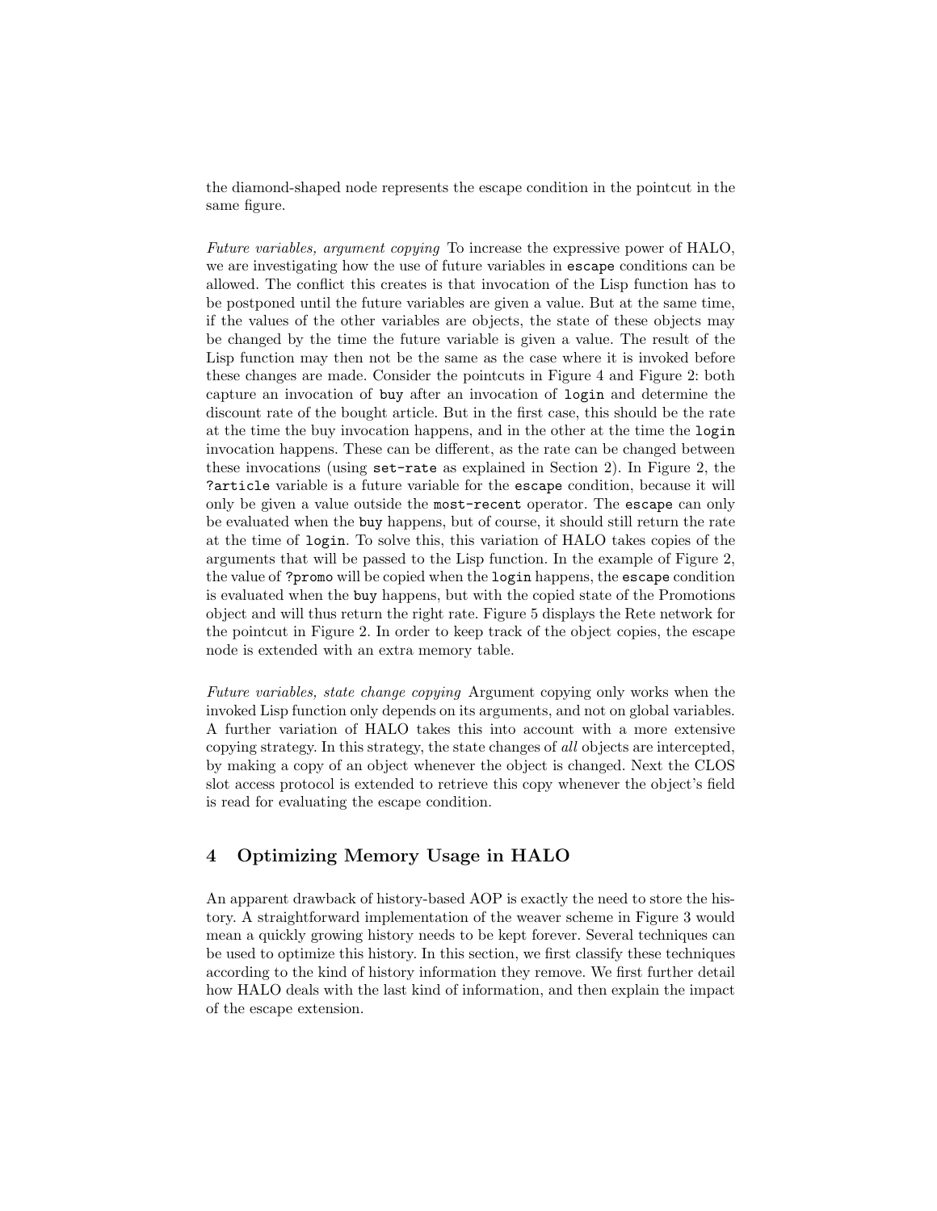the diamond-shaped node represents the escape condition in the pointcut in the same figure.

*Future variables, argument copying* To increase the expressive power of HALO, we are investigating how the use of future variables in `escape` conditions can be allowed. The conflict this creates is that invocation of the Lisp function has to be postponed until the future variables are given a value. But at the same time, if the values of the other variables are objects, the state of these objects may be changed by the time the future variable is given a value. The result of the Lisp function may then not be the same as the case where it is invoked before these changes are made. Consider the pointcuts in Figure 4 and Figure 2: both capture an invocation of `buy` after an invocation of `login` and determine the discount rate of the bought article. But in the first case, this should be the rate at the time the buy invocation happens, and in the other at the time the `login` invocation happens. These can be different, as the rate can be changed between these invocations (using `set-rate` as explained in Section 2). In Figure 2, the `?article` variable is a future variable for the `escape` condition, because it will only be given a value outside the `most-recent` operator. The `escape` can only be evaluated when the `buy` happens, but of course, it should still return the rate at the time of `login`. To solve this, this variation of HALO takes copies of the arguments that will be passed to the Lisp function. In the example of Figure 2, the value of `?promo` will be copied when the `login` happens, the `escape` condition is evaluated when the `buy` happens, but with the copied state of the Promotions object and will thus return the right rate. Figure 5 displays the Rete network for the pointcut in Figure 2. In order to keep track of the object copies, the escape node is extended with an extra memory table.

*Future variables, state change copying* Argument copying only works when the invoked Lisp function only depends on its arguments, and not on global variables. A further variation of HALO takes this into account with a more extensive copying strategy. In this strategy, the state changes of *all* objects are intercepted, by making a copy of an object whenever the object is changed. Next the CLOS slot access protocol is extended to retrieve this copy whenever the object's field is read for evaluating the escape condition.

## 4 Optimizing Memory Usage in HALO

An apparent drawback of history-based AOP is exactly the need to store the history. A straightforward implementation of the weaver scheme in Figure 3 would mean a quickly growing history needs to be kept forever. Several techniques can be used to optimize this history. In this section, we first classify these techniques according to the kind of history information they remove. We first further detail how HALO deals with the last kind of information, and then explain the impact of the escape extension.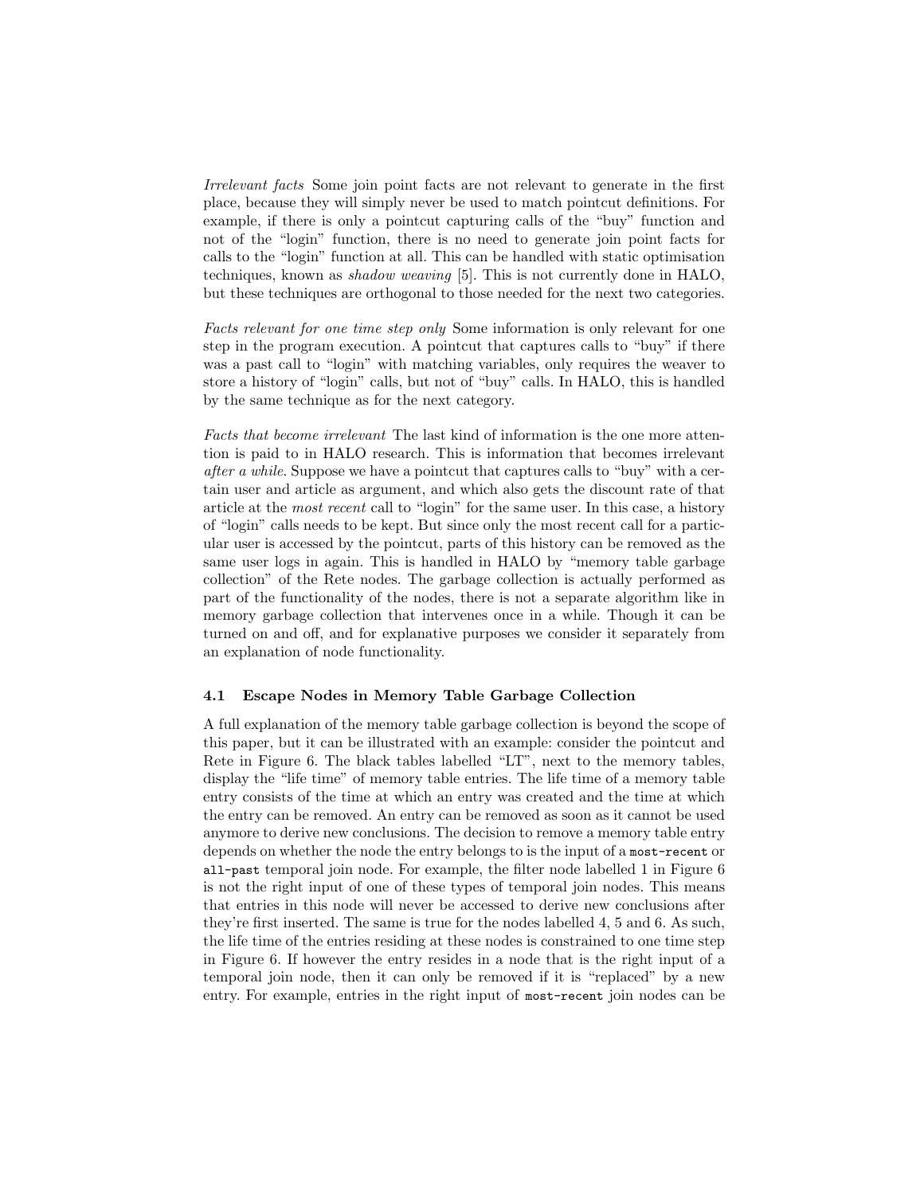*Irrelevant facts* Some join point facts are not relevant to generate in the first place, because they will simply never be used to match pointcut definitions. For example, if there is only a pointcut capturing calls of the "buy" function and not of the "login" function, there is no need to generate join point facts for calls to the "login" function at all. This can be handled with static optimisation techniques, known as *shadow weaving* [5]. This is not currently done in HALO, but these techniques are orthogonal to those needed for the next two categories.

*Facts relevant for one time step only* Some information is only relevant for one step in the program execution. A pointcut that captures calls to "buy" if there was a past call to "login" with matching variables, only requires the weaver to store a history of "login" calls, but not of "buy" calls. In HALO, this is handled by the same technique as for the next category.

*Facts that become irrelevant* The last kind of information is the one more attention is paid to in HALO research. This is information that becomes irrelevant *after a while*. Suppose we have a pointcut that captures calls to "buy" with a certain user and article as argument, and which also gets the discount rate of that article at the *most recent* call to "login" for the same user. In this case, a history of "login" calls needs to be kept. But since only the most recent call for a particular user is accessed by the pointcut, parts of this history can be removed as the same user logs in again. This is handled in HALO by "memory table garbage collection" of the Rete nodes. The garbage collection is actually performed as part of the functionality of the nodes, there is not a separate algorithm like in memory garbage collection that intervenes once in a while. Though it can be turned on and off, and for explanative purposes we consider it separately from an explanation of node functionality.

### 4.1 Escape Nodes in Memory Table Garbage Collection

A full explanation of the memory table garbage collection is beyond the scope of this paper, but it can be illustrated with an example: consider the pointcut and Rete in Figure 6. The black tables labelled "LT", next to the memory tables, display the "life time" of memory table entries. The life time of a memory table entry consists of the time at which an entry was created and the time at which the entry can be removed. An entry can be removed as soon as it cannot be used anymore to derive new conclusions. The decision to remove a memory table entry depends on whether the node the entry belongs to is the input of a `most-recent` or `all-past` temporal join node. For example, the filter node labelled 1 in Figure 6 is not the right input of one of these types of temporal join nodes. This means that entries in this node will never be accessed to derive new conclusions after they're first inserted. The same is true for the nodes labelled 4, 5 and 6. As such, the life time of the entries residing at these nodes is constrained to one time step in Figure 6. If however the entry resides in a node that is the right input of a temporal join node, then it can only be removed if it is "replaced" by a new entry. For example, entries in the right input of `most-recent` join nodes can be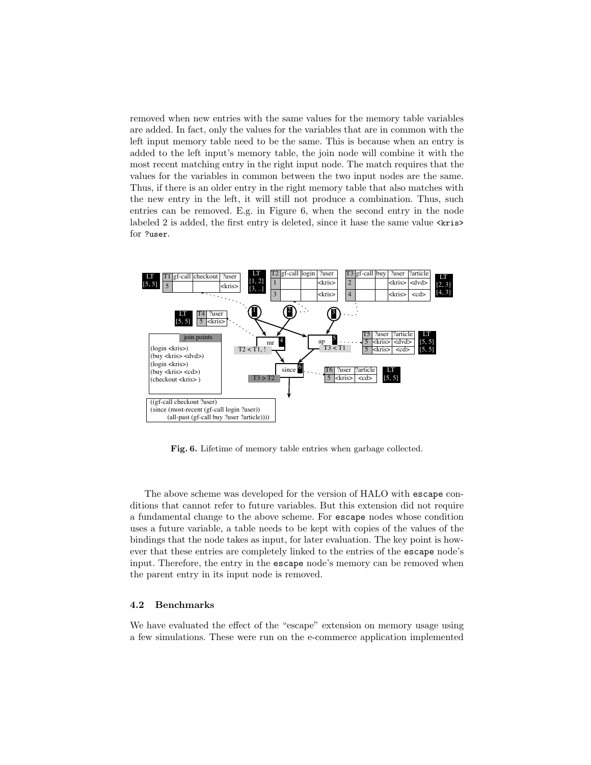removed when new entries with the same values for the memory table variables are added. In fact, only the values for the variables that are in common with the left input memory table need to be the same. This is because when an entry is added to the left input's memory table, the join node will combine it with the most recent matching entry in the right input node. The match requires that the values for the variables in common between the two input nodes are the same. Thus, if there is an older entry in the right memory table that also matches with the new entry in the left, it will still not produce a combination. Thus, such entries can be removed. E.g. in Figure 6, when the second entry in the node labeled 2 is added, the first entry is deleted, since it hase the same value `<kris>` for `?user`.

**Fig. 6.** Lifetime of memory table entries when garbage collected.

The above scheme was developed for the version of HALO with `escape` conditions that cannot refer to future variables. But this extension did not require a fundamental change to the above scheme. For `escape` nodes whose condition uses a future variable, a table needs to be kept with copies of the values of the bindings that the node takes as input, for later evaluation. The key point is however that these entries are completely linked to the entries of the `escape` node's input. Therefore, the entry in the `escape` node's memory can be removed when the parent entry in its input node is removed.

### 4.2 Benchmarks

We have evaluated the effect of the "escape" extension on memory usage using a few simulations. These were run on the e-commerce application implemented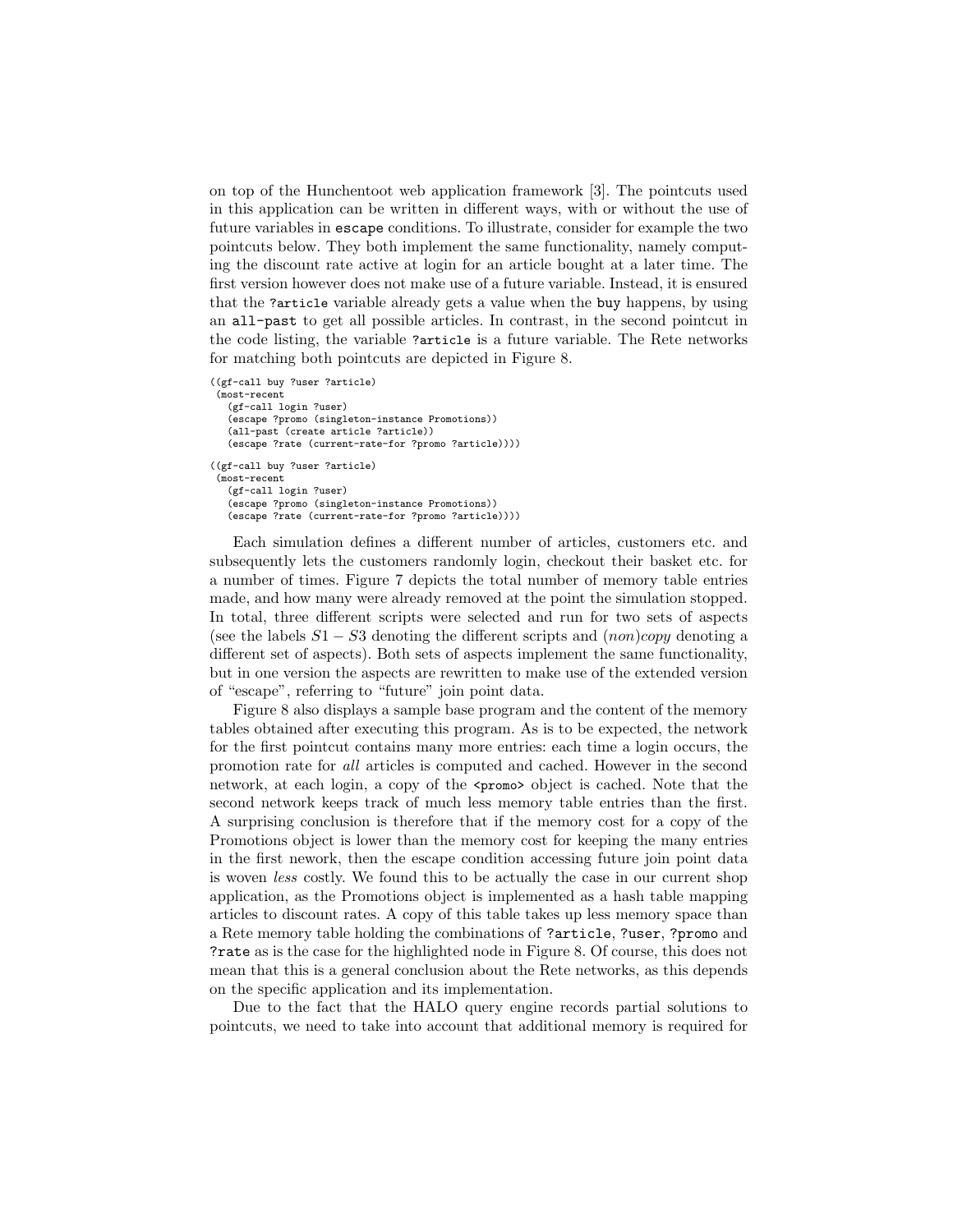on top of the Hunchentoot web application framework [3]. The pointcuts used in this application can be written in different ways, with or without the use of future variables in `escape` conditions. To illustrate, consider for example the two pointcuts below. They both implement the same functionality, namely computing the discount rate active at login for an article bought at a later time. The first version however does not make use of a future variable. Instead, it is ensured that the `?article` variable already gets a value when the `buy` happens, by using an `all-past` to get all possible articles. In contrast, in the second pointcut in the code listing, the variable `?article` is a future variable. The Rete networks for matching both pointcuts are depicted in Figure 8.

```
((gf-call buy ?user ?article)
 (most-recent
   (gf-call login ?user)
   (escape ?promo (singleton-instance Promotions))
   (all-past (create article ?article))
   (escape ?rate (current-rate-for ?promo ?article))))

((gf-call buy ?user ?article)
 (most-recent
   (gf-call login ?user)
   (escape ?promo (singleton-instance Promotions))
   (escape ?rate (current-rate-for ?promo ?article))))
```

Each simulation defines a different number of articles, customers etc. and subsequently lets the customers randomly login, checkout their basket etc. for a number of times. Figure 7 depicts the total number of memory table entries made, and how many were already removed at the point the simulation stopped. In total, three different scripts were selected and run for two sets of aspects (see the labels $S1 - S3$ denoting the different scripts and *(non)copy* denoting a different set of aspects). Both sets of aspects implement the same functionality, but in one version the aspects are rewritten to make use of the extended version of "escape", referring to "future" join point data.

Figure 8 also displays a sample base program and the content of the memory tables obtained after executing this program. As is to be expected, the network for the first pointcut contains many more entries: each time a login occurs, the promotion rate for *all* articles is computed and cached. However in the second network, at each login, a copy of the `<promo>` object is cached. Note that the second network keeps track of much less memory table entries than the first. A surprising conclusion is therefore that if the memory cost for a copy of the Promotions object is lower than the memory cost for keeping the many entries in the first nework, then the escape condition accessing future join point data is woven *less* costly. We found this to be actually the case in our current shop application, as the Promotions object is implemented as a hash table mapping articles to discount rates. A copy of this table takes up less memory space than a Rete memory table holding the combinations of `?article`, `?user`, `?promo` and `?rate` as is the case for the highlighted node in Figure 8. Of course, this does not mean that this is a general conclusion about the Rete networks, as this depends on the specific application and its implementation.

Due to the fact that the HALO query engine records partial solutions to pointcuts, we need to take into account that additional memory is required for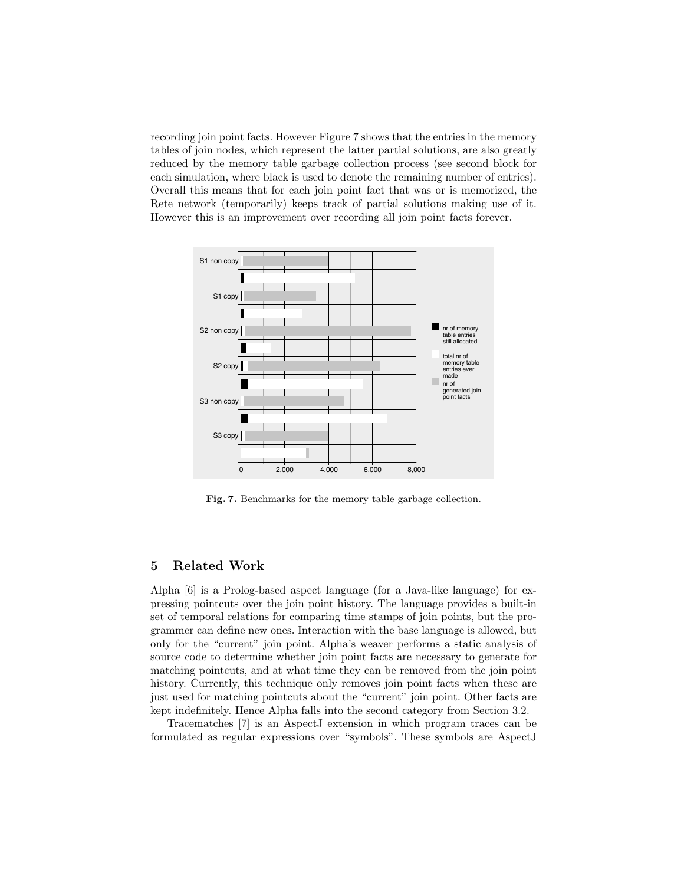recording join point facts. However Figure 7 shows that the entries in the memory tables of join nodes, which represent the latter partial solutions, are also greatly reduced by the memory table garbage collection process (see second block for each simulation, where black is used to denote the remaining number of entries). Overall this means that for each join point fact that was or is memorized, the Rete network (temporarily) keeps track of partial solutions making use of it. However this is an improvement over recording all join point facts forever.

**Fig. 7.** Benchmarks for the memory table garbage collection.

## 5 Related Work

Alpha [6] is a Prolog-based aspect language (for a Java-like language) for expressing pointcuts over the join point history. The language provides a built-in set of temporal relations for comparing time stamps of join points, but the programmer can define new ones. Interaction with the base language is allowed, but only for the "current" join point. Alpha's weaver performs a static analysis of source code to determine whether join point facts are necessary to generate for matching pointcuts, and at what time they can be removed from the join point history. Currently, this technique only removes join point facts when these are just used for matching pointcuts about the "current" join point. Other facts are kept indefinitely. Hence Alpha falls into the second category from Section 3.2.

Tracematches [7] is an AspectJ extension in which program traces can be formulated as regular expressions over "symbols". These symbols are AspectJ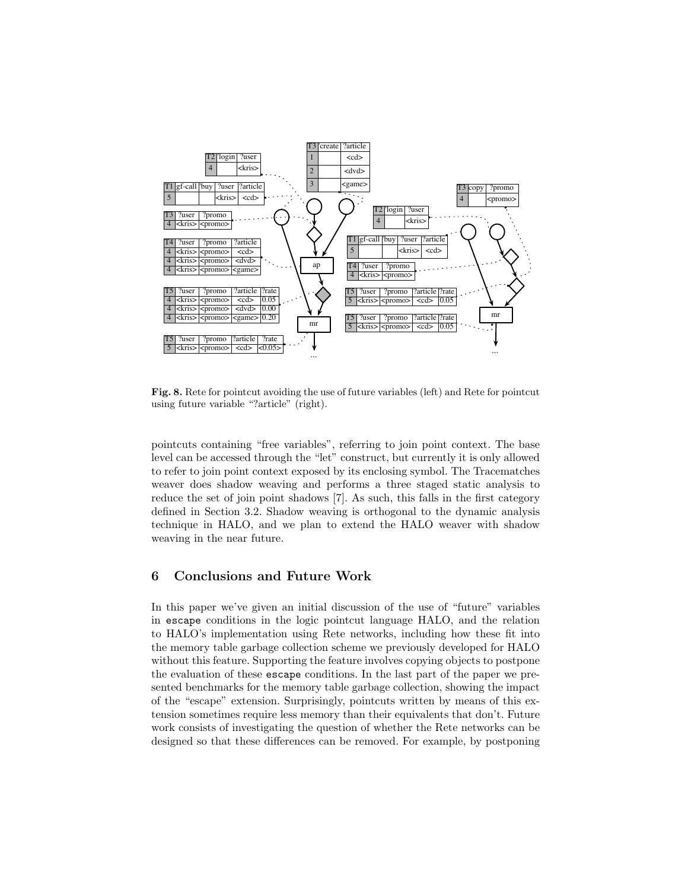**Fig. 8.** Rete for pointcut avoiding the use of future variables (left) and Rete for pointcut using future variable "?article" (right).

pointcuts containing "free variables", referring to join point context. The base level can be accessed through the "let" construct, but currently it is only allowed to refer to join point context exposed by its enclosing symbol. The Tracematches weaver does shadow weaving and performs a three staged static analysis to reduce the set of join point shadows [7]. As such, this falls in the first category defined in Section 3.2. Shadow weaving is orthogonal to the dynamic analysis technique in HALO, and we plan to extend the HALO weaver with shadow weaving in the near future.

## 6 Conclusions and Future Work

In this paper we've given an initial discussion of the use of "future" variables in `escape` conditions in the logic pointcut language HALO, and the relation to HALO's implementation using Rete networks, including how these fit into the memory table garbage collection scheme we previously developed for HALO without this feature. Supporting the feature involves copying objects to postpone the evaluation of these `escape` conditions. In the last part of the paper we presented benchmarks for the memory table garbage collection, showing the impact of the "escape" extension. Surprisingly, pointcuts written by means of this extension sometimes require less memory than their equivalents that don't. Future work consists of investigating the question of whether the Rete networks can be designed so that these differences can be removed. For example, by postponing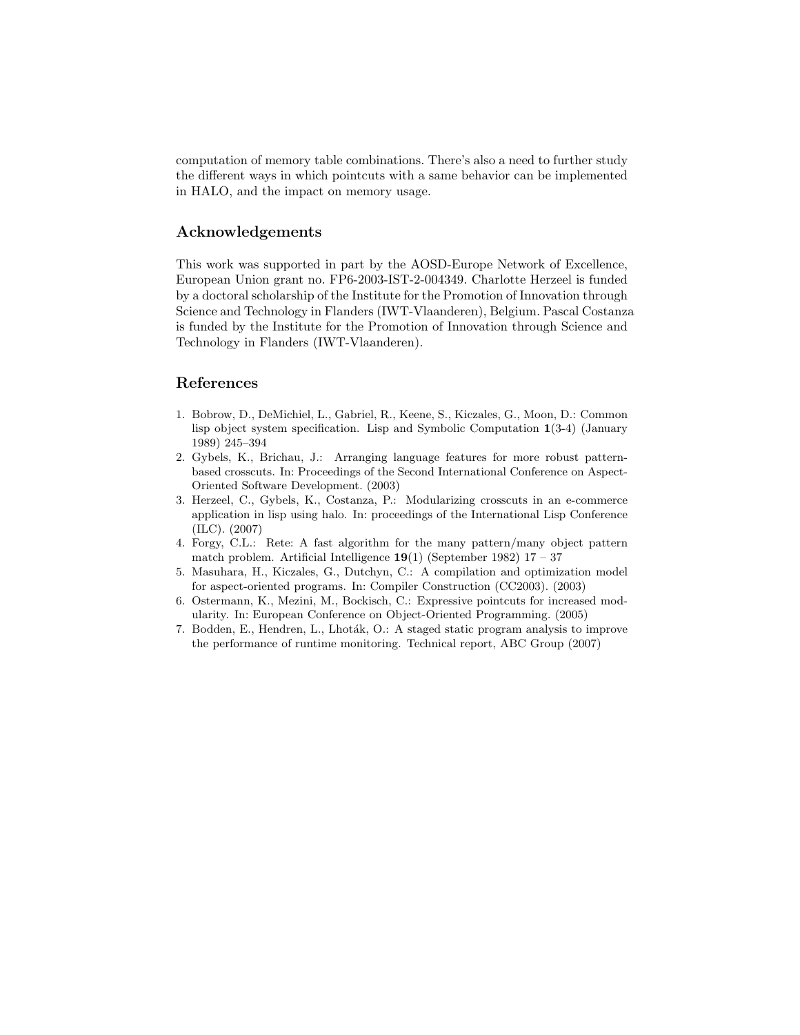computation of memory table combinations. There's also a need to further study the different ways in which pointcuts with a same behavior can be implemented in HALO, and the impact on memory usage.

## Acknowledgements

This work was supported in part by the AOSD-Europe Network of Excellence, European Union grant no. FP6-2003-IST-2-004349. Charlotte Herzeel is funded by a doctoral scholarship of the Institute for the Promotion of Innovation through Science and Technology in Flanders (IWT-Vlaanderen), Belgium. Pascal Costanza is funded by the Institute for the Promotion of Innovation through Science and Technology in Flanders (IWT-Vlaanderen).

## References

1. Bobrow, D., DeMichiel, L., Gabriel, R., Keene, S., Kiczales, G., Moon, D.: Common lisp object system specification. Lisp and Symbolic Computation **1**(3-4) (January 1989) 245–394
2. Gybels, K., Brichau, J.: Arranging language features for more robust pattern-based crosscuts. In: Proceedings of the Second International Conference on Aspect-Oriented Software Development. (2003)
3. Herzeel, C., Gybels, K., Costanza, P.: Modularizing crosscuts in an e-commerce application in lisp using halo. In: proceedings of the International Lisp Conference (ILC). (2007)
4. Forgy, C.L.: Rete: A fast algorithm for the many pattern/many object pattern match problem. Artificial Intelligence **19**(1) (September 1982) 17 – 37
5. Masuhara, H., Kiczales, G., Dutchyn, C.: A compilation and optimization model for aspect-oriented programs. In: Compiler Construction (CC2003). (2003)
6. Ostermann, K., Mezini, M., Bockisch, C.: Expressive pointcuts for increased modularity. In: European Conference on Object-Oriented Programming. (2005)
7. Bodden, E., Hendren, L., Lhoták, O.: A staged static program analysis to improve the performance of runtime monitoring. Technical report, ABC Group (2007)